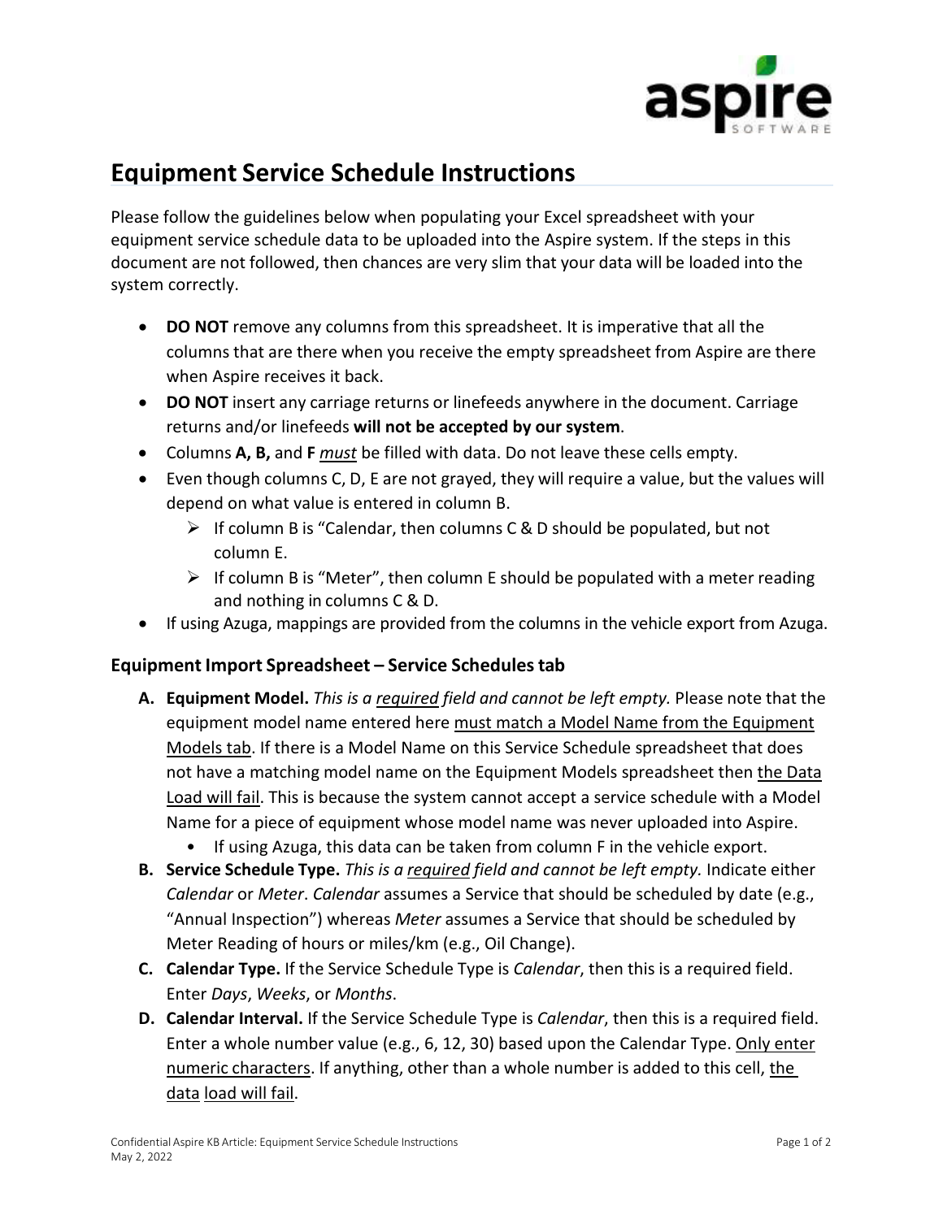# Equipment Service Schedule Instructions

Please follow the guidelines below when populating your Excel spreadsheet with your equipment service schedule data to be uploaded into the Aspire system. If the steps in this document are not followed, then chances are very slim that your data will be loaded into the system correctly.

- **DO NOT** remove any columns from this spreadsheet. It is imperative that all the columns that are there when you receive the empty spreadsheet from Aspire are there when Aspire receives it back.
- **DO NOT** insert any carriage returns or linefeeds anywhere in the document. Carriage returns and/or linefeeds **will not be accepted by our system**.
- Columns **A, B,** and **F** *must* be filled with data. Do not leave these cells empty.
- Even though columns C, D, E are not grayed, they will require a value, but the values will depend on what value is entered in column B.
  - If column B is "Calendar, then columns C & D should be populated, but not column E.
  - If column B is "Meter", then column E should be populated with a meter reading and nothing in columns C & D.
- If using Azuga, mappings are provided from the columns in the vehicle export from Azuga.

### Equipment Import Spreadsheet – Service Schedules tab

A. **Equipment Model.** *This is a required field and cannot be left empty.* Please note that the equipment model name entered here must match a Model Name from the Equipment Models tab. If there is a Model Name on this Service Schedule spreadsheet that does not have a matching model name on the Equipment Models spreadsheet then the Data Load will fail. This is because the system cannot accept a service schedule with a Model Name for a piece of equipment whose model name was never uploaded into Aspire.
   - If using Azuga, this data can be taken from column F in the vehicle export.

B. **Service Schedule Type.** *This is a required field and cannot be left empty.* Indicate either *Calendar* or *Meter*. *Calendar* assumes a Service that should be scheduled by date (e.g., "Annual Inspection") whereas *Meter* assumes a Service that should be scheduled by Meter Reading of hours or miles/km (e.g., Oil Change).

C. **Calendar Type.** If the Service Schedule Type is *Calendar*, then this is a required field. Enter *Days*, *Weeks*, or *Months*.

D. **Calendar Interval.** If the Service Schedule Type is *Calendar*, then this is a required field. Enter a whole number value (e.g., 6, 12, 30) based upon the Calendar Type. Only enter numeric characters. If anything, other than a whole number is added to this cell, the data load will fail.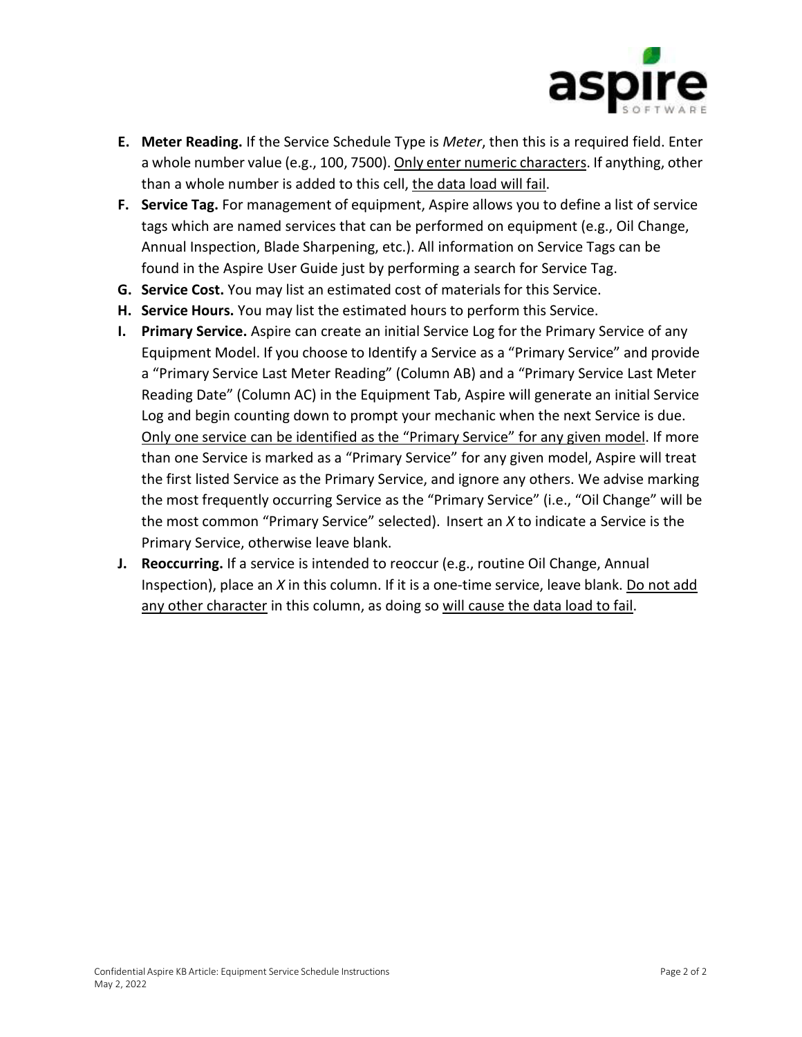**E. Meter Reading.** If the Service Schedule Type is *Meter*, then this is a required field. Enter a whole number value (e.g., 100, 7500). Only enter numeric characters. If anything, other than a whole number is added to this cell, the data load will fail.

**F. Service Tag.** For management of equipment, Aspire allows you to define a list of service tags which are named services that can be performed on equipment (e.g., Oil Change, Annual Inspection, Blade Sharpening, etc.). All information on Service Tags can be found in the Aspire User Guide just by performing a search for Service Tag.

**G. Service Cost.** You may list an estimated cost of materials for this Service.

**H. Service Hours.** You may list the estimated hours to perform this Service.

**I. Primary Service.** Aspire can create an initial Service Log for the Primary Service of any Equipment Model. If you choose to Identify a Service as a "Primary Service" and provide a "Primary Service Last Meter Reading" (Column AB) and a "Primary Service Last Meter Reading Date" (Column AC) in the Equipment Tab, Aspire will generate an initial Service Log and begin counting down to prompt your mechanic when the next Service is due. Only one service can be identified as the "Primary Service" for any given model. If more than one Service is marked as a "Primary Service" for any given model, Aspire will treat the first listed Service as the Primary Service, and ignore any others. We advise marking the most frequently occurring Service as the "Primary Service" (i.e., "Oil Change" will be the most common "Primary Service" selected). Insert an *X* to indicate a Service is the Primary Service, otherwise leave blank.

**J. Reoccurring.** If a service is intended to reoccur (e.g., routine Oil Change, Annual Inspection), place an *X* in this column. If it is a one-time service, leave blank. Do not add any other character in this column, as doing so will cause the data load to fail.